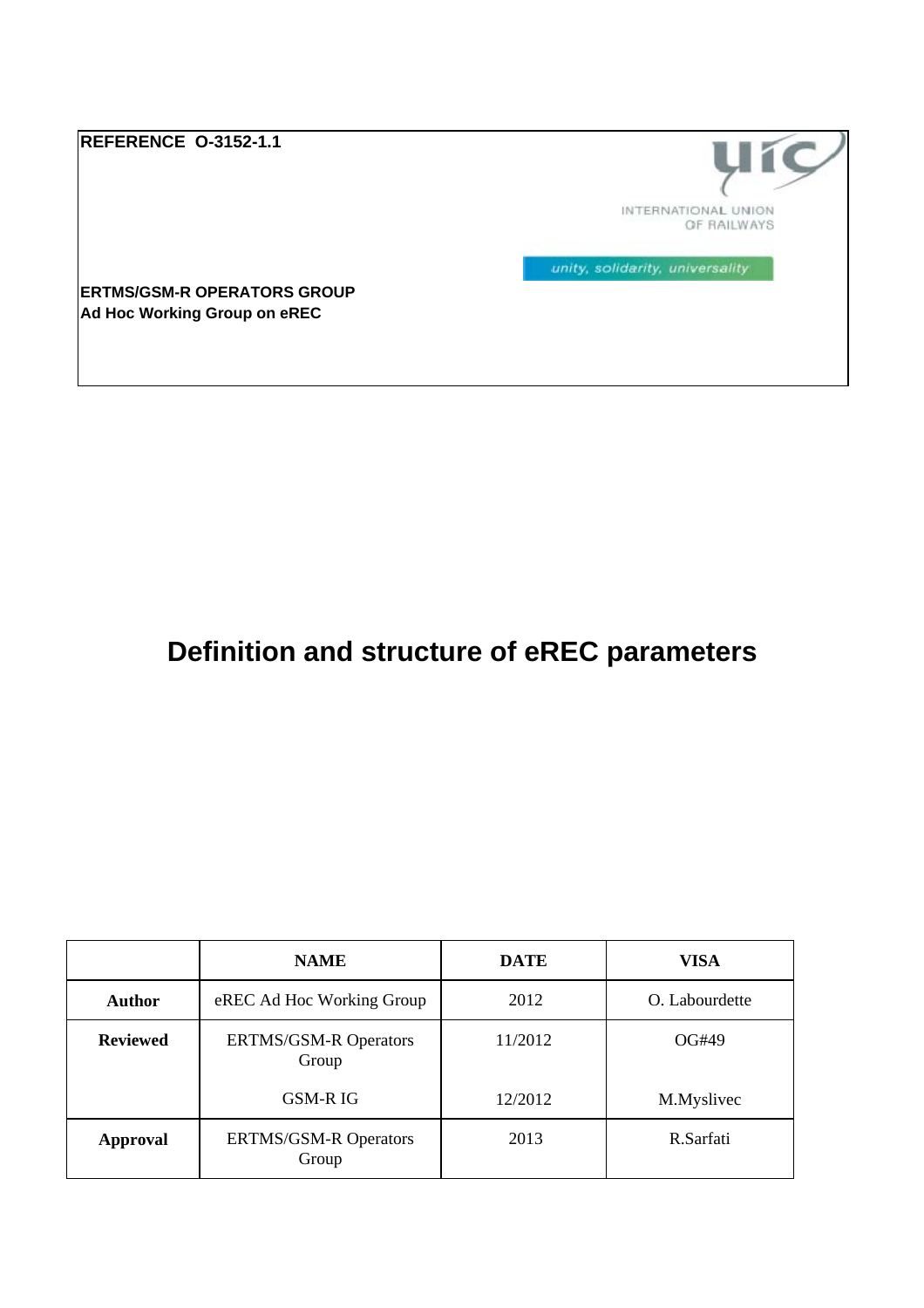**REFERENCE O-3152-1.1**

INTERNATIONAL UNION OF RAILWAYS

unity, solidarity, universality

**ERTMS/GSM-R OPERATORS GROUP**
**Ad Hoc Working Group on eREC**

# Definition and structure of eREC parameters

| | NAME | DATE | VISA |
|---|---|---|---|
| **Author** | eREC Ad Hoc Working Group | 2012 | O. Labourdette |
| **Reviewed** | ERTMS/GSM-R Operators Group<br><br>GSM-R IG | 11/2012<br><br>12/2012 | OG#49<br><br>M.Myslivec |
| **Approval** | ERTMS/GSM-R Operators Group | 2013 | R.Sarfati |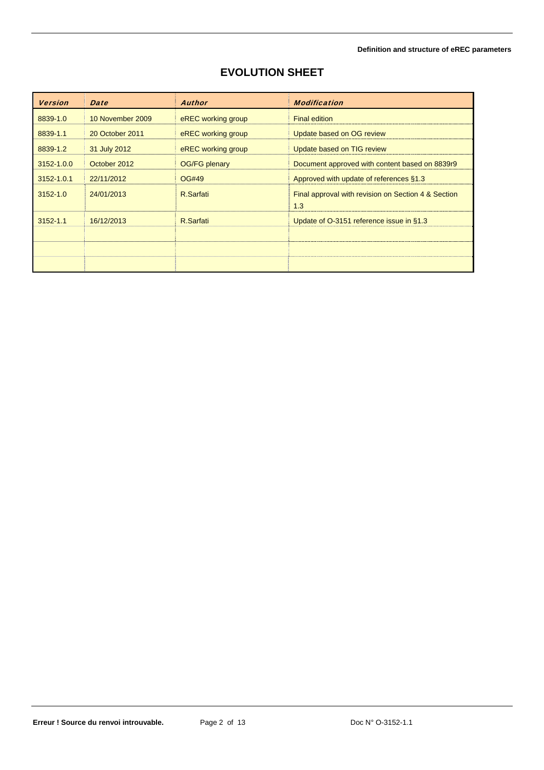# EVOLUTION SHEET

| *Version* | *Date* | *Author* | *Modification* |
|---|---|---|---|
| 8839-1.0 | 10 November 2009 | eREC working group | Final edition |
| 8839-1.1 | 20 October 2011 | eREC working group | Update based on OG review |
| 8839-1.2 | 31 July 2012 | eREC working group | Update based on TIG review |
| 3152-1.0.0 | October 2012 | OG/FG plenary | Document approved with content based on 8839r9 |
| 3152-1.0.1 | 22/11/2012 | OG#49 | Approved with update of references §1.3 |
| 3152-1.0 | 24/01/2013 | R.Sarfati | Final approval with revision on Section 4 & Section 1.3 |
| 3152-1.1 | 16/12/2013 | R.Sarfati | Update of O-3151 reference issue in §1.3 |
| | | | |
| | | | |
| | | | |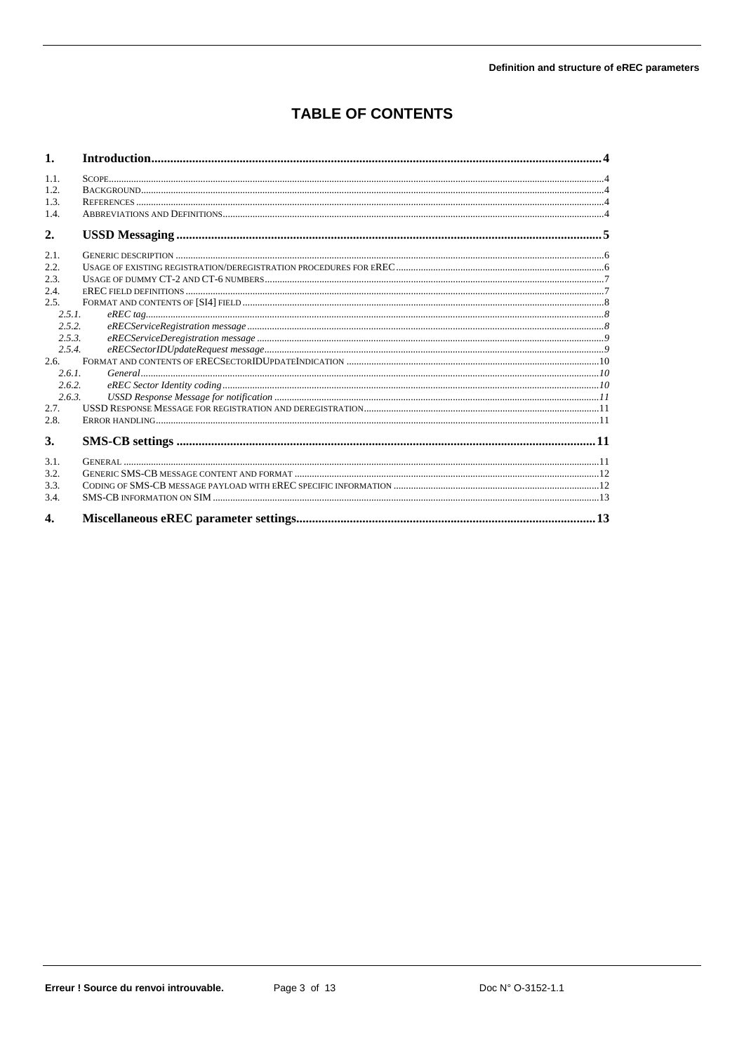# TABLE OF CONTENTS

**1. Introduction** ..... 4

- 1.1. Scope ..... 4
- 1.2. Background ..... 4
- 1.3. References ..... 4
- 1.4. Abbreviations and Definitions ..... 4

**2. USSD Messaging** ..... 5

- 2.1. Generic description ..... 6
- 2.2. Usage of existing registration/deregistration procedures for eREC ..... 6
- 2.3. Usage of dummy CT-2 and CT-6 numbers ..... 7
- 2.4. eREC field definitions ..... 7
- 2.5. Format and contents of [SI4] field ..... 8
  - *2.5.1. eREC tag* ..... 8
  - *2.5.2. eRECServiceRegistration message* ..... 8
  - *2.5.3. eRECServiceDeregistration message* ..... 9
  - *2.5.4. eRECSectorIDUpdateRequest message* ..... 9
- 2.6. Format and contents of eRECSectorIDUpdateIndication ..... 10
  - *2.6.1. General* ..... 10
  - *2.6.2. eREC Sector Identity coding* ..... 10
  - *2.6.3. USSD Response Message for notification* ..... 11
- 2.7. USSD Response Message for registration and deregistration ..... 11
- 2.8. Error handling ..... 11

**3. SMS-CB settings** ..... 11

- 3.1. General ..... 11
- 3.2. Generic SMS-CB message content and format ..... 12
- 3.3. Coding of SMS-CB message payload with eREC specific information ..... 12
- 3.4. SMS-CB information on SIM ..... 13

**4. Miscellaneous eREC parameter settings** ..... 13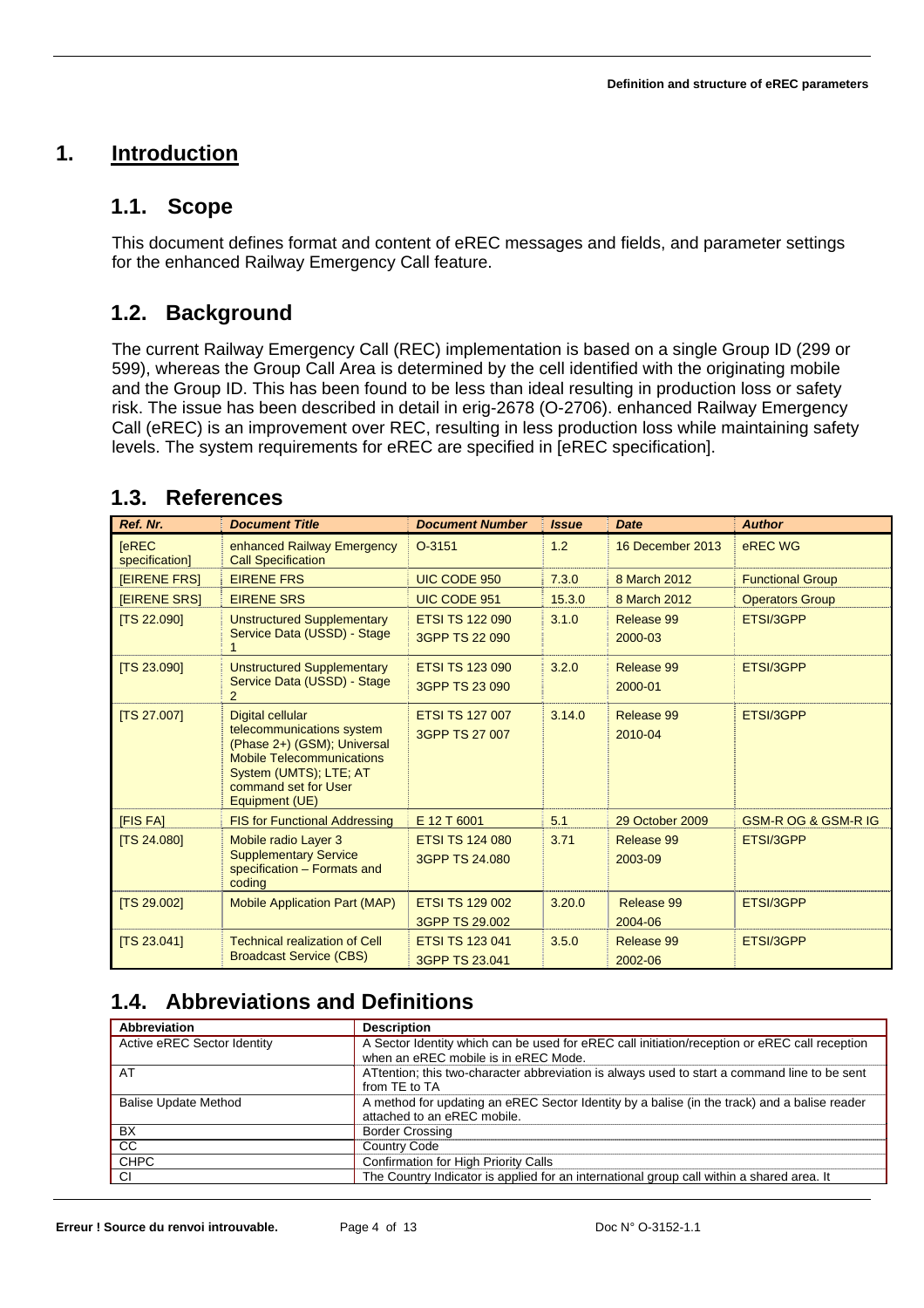# 1. Introduction

## 1.1. Scope

This document defines format and content of eREC messages and fields, and parameter settings for the enhanced Railway Emergency Call feature.

## 1.2. Background

The current Railway Emergency Call (REC) implementation is based on a single Group ID (299 or 599), whereas the Group Call Area is determined by the cell identified with the originating mobile and the Group ID. This has been found to be less than ideal resulting in production loss or safety risk. The issue has been described in detail in erig-2678 (O-2706). enhanced Railway Emergency Call (eREC) is an improvement over REC, resulting in less production loss while maintaining safety levels. The system requirements for eREC are specified in [eREC specification].

## 1.3. References

| Ref. Nr. | Document Title | Document Number | Issue | Date | Author |
|---|---|---|---|---|---|
| [eREC specification] | enhanced Railway Emergency Call Specification | O-3151 | 1.2 | 16 December 2013 | eREC WG |
| [EIRENE FRS] | EIRENE FRS | UIC CODE 950 | 7.3.0 | 8 March 2012 | Functional Group |
| [EIRENE SRS] | EIRENE SRS | UIC CODE 951 | 15.3.0 | 8 March 2012 | Operators Group |
| [TS 22.090] | Unstructured Supplementary Service Data (USSD) - Stage 1 | ETSI TS 122 090<br>3GPP TS 22 090 | 3.1.0 | Release 99<br>2000-03 | ETSI/3GPP |
| [TS 23.090] | Unstructured Supplementary Service Data (USSD) - Stage 2 | ETSI TS 123 090<br>3GPP TS 23 090 | 3.2.0 | Release 99<br>2000-01 | ETSI/3GPP |
| [TS 27.007] | Digital cellular telecommunications system (Phase 2+) (GSM); Universal Mobile Telecommunications System (UMTS); LTE; AT command set for User Equipment (UE) | ETSI TS 127 007<br>3GPP TS 27 007 | 3.14.0 | Release 99<br>2010-04 | ETSI/3GPP |
| [FIS FA] | FIS for Functional Addressing | E 12 T 6001 | 5.1 | 29 October 2009 | GSM-R OG & GSM-R IG |
| [TS 24.080] | Mobile radio Layer 3 Supplementary Service specification – Formats and coding | ETSI TS 124 080<br>3GPP TS 24.080 | 3.71 | Release 99<br>2003-09 | ETSI/3GPP |
| [TS 29.002] | Mobile Application Part (MAP) | ETSI TS 129 002<br>3GPP TS 29.002 | 3.20.0 | Release 99<br>2004-06 | ETSI/3GPP |
| [TS 23.041] | Technical realization of Cell Broadcast Service (CBS) | ETSI TS 123 041<br>3GPP TS 23.041 | 3.5.0 | Release 99<br>2002-06 | ETSI/3GPP |

## 1.4. Abbreviations and Definitions

| Abbreviation | Description |
|---|---|
| Active eREC Sector Identity | A Sector Identity which can be used for eREC call initiation/reception or eREC call reception when an eREC mobile is in eREC Mode. |
| AT | ATtention; this two-character abbreviation is always used to start a command line to be sent from TE to TA |
| Balise Update Method | A method for updating an eREC Sector Identity by a balise (in the track) and a balise reader attached to an eREC mobile. |
| BX | Border Crossing |
| CC | Country Code |
| CHPC | Confirmation for High Priority Calls |
| CI | The Country Indicator is applied for an international group call within a shared area. It |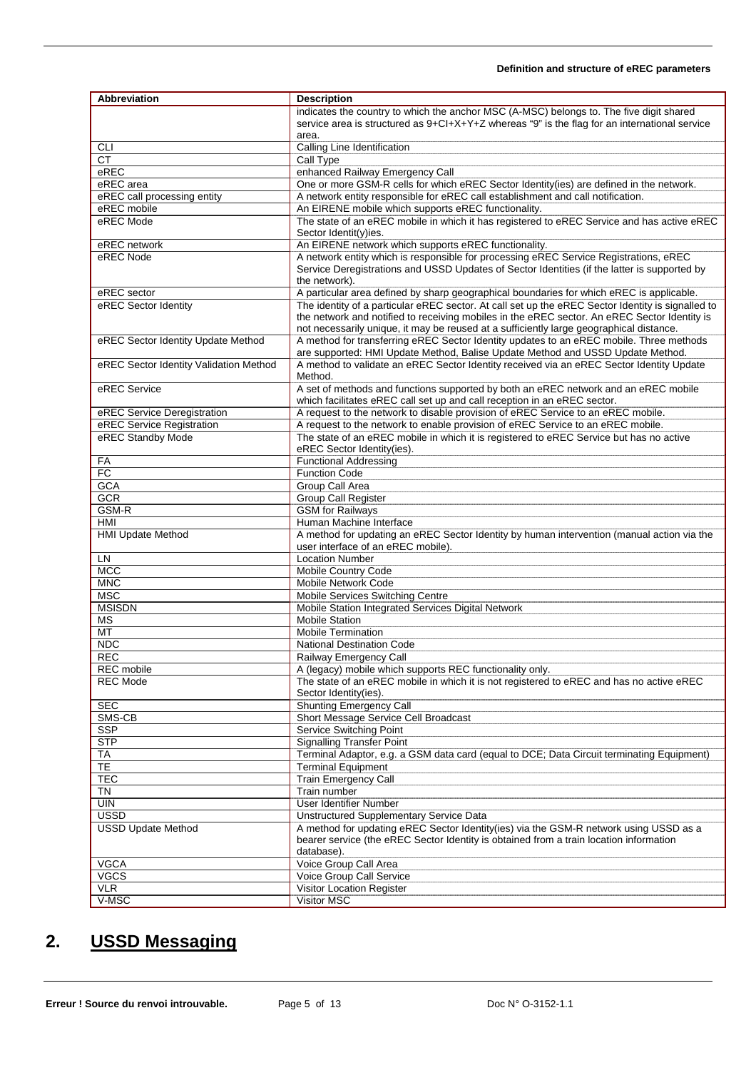| Abbreviation | Description |
| --- | --- |
| | indicates the country to which the anchor MSC (A-MSC) belongs to. The five digit shared service area is structured as 9+CI+X+Y+Z whereas "9" is the flag for an international service area. |
| CLI | Calling Line Identification |
| CT | Call Type |
| eREC | enhanced Railway Emergency Call |
| eREC area | One or more GSM-R cells for which eREC Sector Identity(ies) are defined in the network. |
| eREC call processing entity | A network entity responsible for eREC call establishment and call notification. |
| eREC mobile | An EIRENE mobile which supports eREC functionality. |
| eREC Mode | The state of an eREC mobile in which it has registered to eREC Service and has active eREC Sector Identit(y)ies. |
| eREC network | An EIRENE network which supports eREC functionality. |
| eREC Node | A network entity which is responsible for processing eREC Service Registrations, eREC Service Deregistrations and USSD Updates of Sector Identities (if the latter is supported by the network). |
| eREC sector | A particular area defined by sharp geographical boundaries for which eREC is applicable. |
| eREC Sector Identity | The identity of a particular eREC sector. At call set up the eREC Sector Identity is signalled to the network and notified to receiving mobiles in the eREC sector. An eREC Sector Identity is not necessarily unique, it may be reused at a sufficiently large geographical distance. |
| eREC Sector Identity Update Method | A method for transferring eREC Sector Identity updates to an eREC mobile. Three methods are supported: HMI Update Method, Balise Update Method and USSD Update Method. |
| eREC Sector Identity Validation Method | A method to validate an eREC Sector Identity received via an eREC Sector Identity Update Method. |
| eREC Service | A set of methods and functions supported by both an eREC network and an eREC mobile which facilitates eREC call set up and call reception in an eREC sector. |
| eREC Service Deregistration | A request to the network to disable provision of eREC Service to an eREC mobile. |
| eREC Service Registration | A request to the network to enable provision of eREC Service to an eREC mobile. |
| eREC Standby Mode | The state of an eREC mobile in which it is registered to eREC Service but has no active eREC Sector Identity(ies). |
| FA | Functional Addressing |
| FC | Function Code |
| GCA | Group Call Area |
| GCR | Group Call Register |
| GSM-R | GSM for Railways |
| HMI | Human Machine Interface |
| HMI Update Method | A method for updating an eREC Sector Identity by human intervention (manual action via the user interface of an eREC mobile). |
| LN | Location Number |
| MCC | Mobile Country Code |
| MNC | Mobile Network Code |
| MSC | Mobile Services Switching Centre |
| MSISDN | Mobile Station Integrated Services Digital Network |
| MS | Mobile Station |
| MT | Mobile Termination |
| NDC | National Destination Code |
| REC | Railway Emergency Call |
| REC mobile | A (legacy) mobile which supports REC functionality only. |
| REC Mode | The state of an eREC mobile in which it is not registered to eREC and has no active eREC Sector Identity(ies). |
| SEC | Shunting Emergency Call |
| SMS-CB | Short Message Service Cell Broadcast |
| SSP | Service Switching Point |
| STP | Signalling Transfer Point |
| TA | Terminal Adaptor, e.g. a GSM data card (equal to DCE; Data Circuit terminating Equipment) |
| TE | Terminal Equipment |
| TEC | Train Emergency Call |
| TN | Train number |
| UIN | User Identifier Number |
| USSD | Unstructured Supplementary Service Data |
| USSD Update Method | A method for updating eREC Sector Identity(ies) via the GSM-R network using USSD as a bearer service (the eREC Sector Identity is obtained from a train location information database). |
| VGCA | Voice Group Call Area |
| VGCS | Voice Group Call Service |
| VLR | Visitor Location Register |
| V-MSC | Visitor MSC |

# 2. USSD Messaging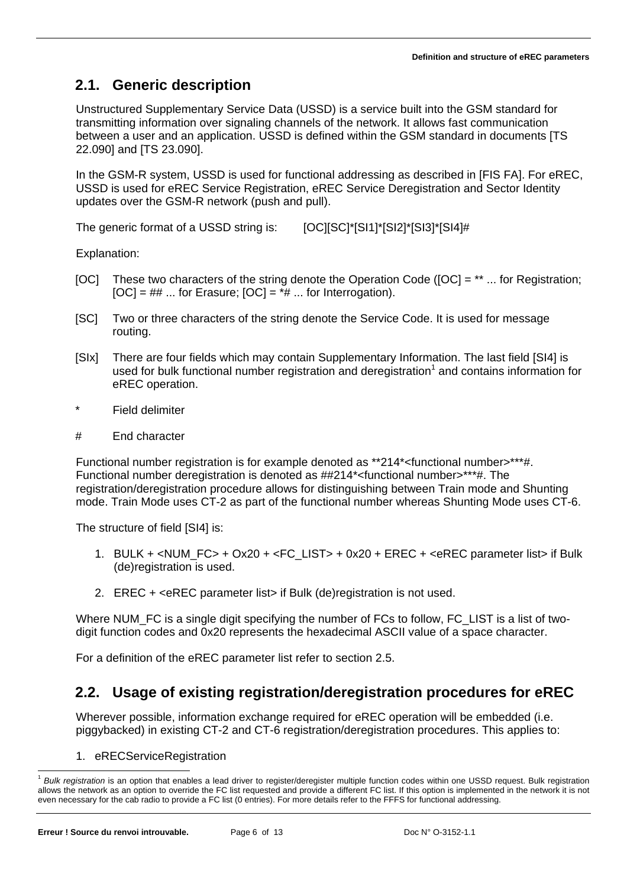## 2.1. Generic description

Unstructured Supplementary Service Data (USSD) is a service built into the GSM standard for transmitting information over signaling channels of the network. It allows fast communication between a user and an application. USSD is defined within the GSM standard in documents [TS 22.090] and [TS 23.090].

In the GSM-R system, USSD is used for functional addressing as described in [FIS FA]. For eREC, USSD is used for eREC Service Registration, eREC Service Deregistration and Sector Identity updates over the GSM-R network (push and pull).

The generic format of a USSD string is: [OC][SC]*[SI1]*[SI2]*[SI3]*[SI4]#

Explanation:

[OC] These two characters of the string denote the Operation Code ([OC] = ** ... for Registration; [OC] = ## ... for Erasure; [OC] = *# ... for Interrogation).

[SC] Two or three characters of the string denote the Service Code. It is used for message routing.

[SIx] There are four fields which may contain Supplementary Information. The last field [SI4] is used for bulk functional number registration and deregistration[1] and contains information for eREC operation.

\* Field delimiter

\# End character

Functional number registration is for example denoted as **214*<functional number>***#. Functional number deregistration is denoted as ##214*<functional number>***#. The registration/deregistration procedure allows for distinguishing between Train mode and Shunting mode. Train Mode uses CT-2 as part of the functional number whereas Shunting Mode uses CT-6.

The structure of field [SI4] is:

1. BULK + <NUM_FC> + Ox20 + <FC_LIST> + 0x20 + EREC + <eREC parameter list> if Bulk (de)registration is used.
2. EREC + <eREC parameter list> if Bulk (de)registration is not used.

Where NUM_FC is a single digit specifying the number of FCs to follow, FC_LIST is a list of two-digit function codes and 0x20 represents the hexadecimal ASCII value of a space character.

For a definition of the eREC parameter list refer to section 2.5.

## 2.2. Usage of existing registration/deregistration procedures for eREC

Wherever possible, information exchange required for eREC operation will be embedded (i.e. piggybacked) in existing CT-2 and CT-6 registration/deregistration procedures. This applies to:

1. eRECServiceRegistration

---

[1] *Bulk registration* is an option that enables a lead driver to register/deregister multiple function codes within one USSD request. Bulk registration allows the network as an option to override the FC list requested and provide a different FC list. If this option is implemented in the network it is not even necessary for the cab radio to provide a FC list (0 entries). For more details refer to the FFFS for functional addressing.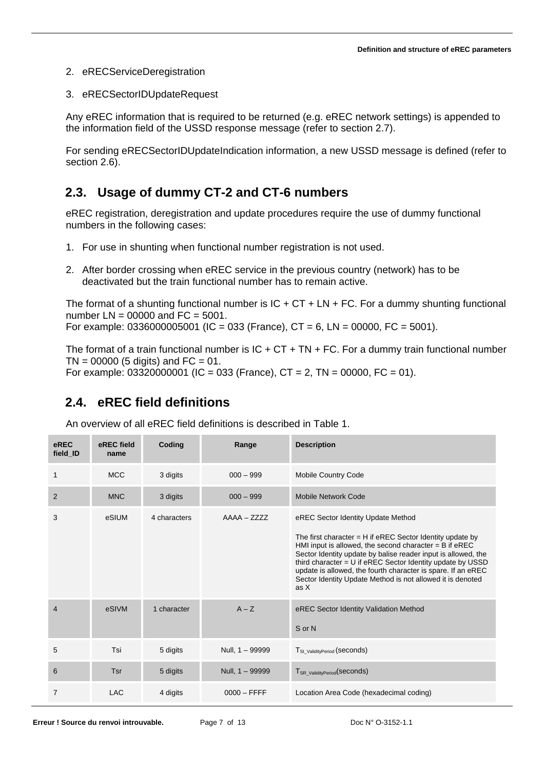2. eRECServiceDeregistration

3. eRECSectorIDUpdateRequest

Any eREC information that is required to be returned (e.g. eREC network settings) is appended to the information field of the USSD response message (refer to section 2.7).

For sending eRECSectorIDUpdateIndication information, a new USSD message is defined (refer to section 2.6).

## 2.3. Usage of dummy CT-2 and CT-6 numbers

eREC registration, deregistration and update procedures require the use of dummy functional numbers in the following cases:

1. For use in shunting when functional number registration is not used.

2. After border crossing when eREC service in the previous country (network) has to be deactivated but the train functional number has to remain active.

The format of a shunting functional number is IC + CT + LN + FC. For a dummy shunting functional number LN = 00000 and FC = 5001.
For example: 0336000005001 (IC = 033 (France), CT = 6, LN = 00000, FC = 5001).

The format of a train functional number is IC + CT + TN + FC. For a dummy train functional number TN = 00000 (5 digits) and FC = 01.
For example: 03320000001 (IC = 033 (France), CT = 2, TN = 00000, FC = 01).

## 2.4. eREC field definitions

An overview of all eREC field definitions is described in Table 1.

| eREC field_ID | eREC field name | Coding | Range | Description |
|---|---|---|---|---|
| 1 | MCC | 3 digits | 000 – 999 | Mobile Country Code |
| 2 | MNC | 3 digits | 000 – 999 | Mobile Network Code |
| 3 | eSIUM | 4 characters | AAAA – ZZZZ | eREC Sector Identity Update Method<br><br>The first character = H if eREC Sector Identity update by HMI input is allowed, the second character = B if eREC Sector Identity update by balise reader input is allowed, the third character = U if eREC Sector Identity update by USSD update is allowed, the fourth character is spare. If an eREC Sector Identity Update Method is not allowed it is denoted as X |
| 4 | eSIVM | 1 character | A – Z | eREC Sector Identity Validation Method<br><br>S or N |
| 5 | Tsi | 5 digits | Null, 1 – 99999 | $T_{SI\_ValidityPeriod}$ (seconds) |
| 6 | Tsr | 5 digits | Null, 1 – 99999 | $T_{SR\_ValidityPeriod}$(seconds) |
| 7 | LAC | 4 digits | 0000 – FFFF | Location Area Code (hexadecimal coding) |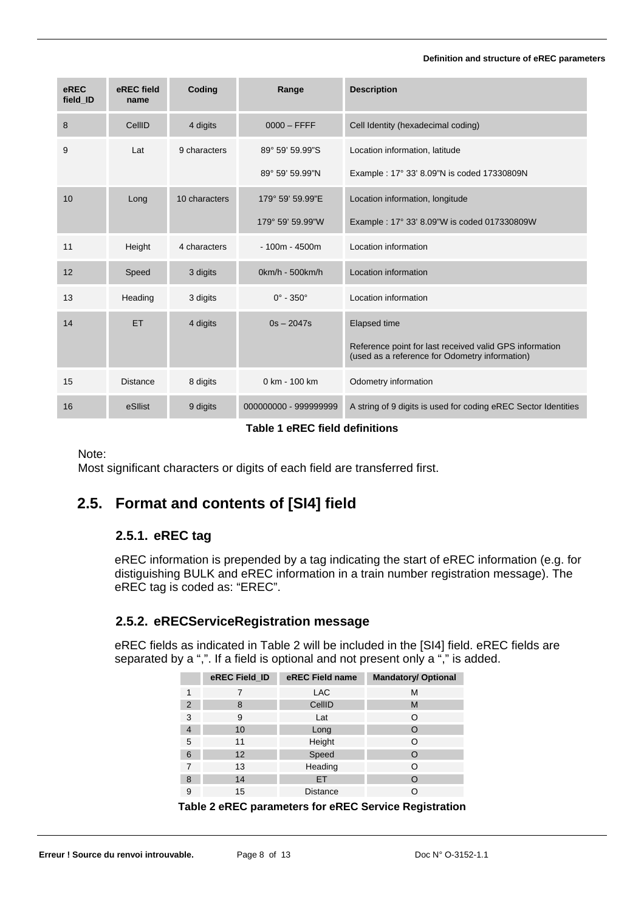| eREC field_ID | eREC field name | Coding | Range | Description |
|---|---|---|---|---|
| 8 | CellID | 4 digits | 0000 – FFFF | Cell Identity (hexadecimal coding) |
| 9 | Lat | 9 characters | 89° 59' 59.99"S<br>89° 59' 59.99"N | Location information, latitude<br>Example : 17° 33' 8.09"N is coded 17330809N |
| 10 | Long | 10 characters | 179° 59' 59.99"E<br>179° 59' 59.99"W | Location information, longitude<br>Example : 17° 33' 8.09"W is coded 017330809W |
| 11 | Height | 4 characters | - 100m - 4500m | Location information |
| 12 | Speed | 3 digits | 0km/h - 500km/h | Location information |
| 13 | Heading | 3 digits | 0° - 350° | Location information |
| 14 | ET | 4 digits | 0s – 2047s | Elapsed time<br>Reference point for last received valid GPS information (used as a reference for Odometry information) |
| 15 | Distance | 8 digits | 0 km - 100 km | Odometry information |
| 16 | eSIlist | 9 digits | 000000000 - 999999999 | A string of 9 digits is used for coding eREC Sector Identities |

**Table 1 eREC field definitions**

Note:
Most significant characters or digits of each field are transferred first.

## 2.5. Format and contents of [SI4] field

### 2.5.1. eREC tag

eREC information is prepended by a tag indicating the start of eREC information (e.g. for distiguishing BULK and eREC information in a train number registration message). The eREC tag is coded as: "EREC".

### 2.5.2. eRECServiceRegistration message

eREC fields as indicated in Table 2 will be included in the [SI4] field. eREC fields are separated by a ",". If a field is optional and not present only a "," is added.

| | eREC Field_ID | eREC Field name | Mandatory/ Optional |
|---|---|---|---|
| 1 | 7 | LAC | M |
| 2 | 8 | CellID | M |
| 3 | 9 | Lat | O |
| 4 | 10 | Long | O |
| 5 | 11 | Height | O |
| 6 | 12 | Speed | O |
| 7 | 13 | Heading | O |
| 8 | 14 | ET | O |
| 9 | 15 | Distance | O |

**Table 2 eREC parameters for eREC Service Registration**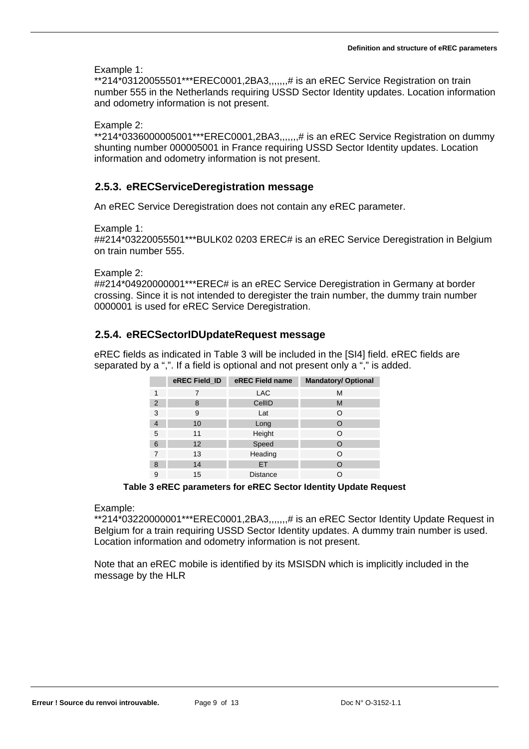Example 1:
**214*03120055501***EREC0001,2BA3,,,,,,,# is an eREC Service Registration on train number 555 in the Netherlands requiring USSD Sector Identity updates. Location information and odometry information is not present.

Example 2:
**214*0336000005001***EREC0001,2BA3,,,,,,,# is an eREC Service Registration on dummy shunting number 000005001 in France requiring USSD Sector Identity updates. Location information and odometry information is not present.

### 2.5.3. eRECServiceDeregistration message

An eREC Service Deregistration does not contain any eREC parameter.

Example 1:
##214*03220055501***BULK02 0203 EREC# is an eREC Service Deregistration in Belgium on train number 555.

Example 2:
##214*04920000001***EREC# is an eREC Service Deregistration in Germany at border crossing. Since it is not intended to deregister the train number, the dummy train number 0000001 is used for eREC Service Deregistration.

### 2.5.4. eRECSectorIDUpdateRequest message

eREC fields as indicated in Table 3 will be included in the [SI4] field. eREC fields are separated by a ",". If a field is optional and not present only a "," is added.

| | eREC Field_ID | eREC Field name | Mandatory/ Optional |
|---|---|---|---|
| 1 | 7 | LAC | M |
| 2 | 8 | CellID | M |
| 3 | 9 | Lat | O |
| 4 | 10 | Long | O |
| 5 | 11 | Height | O |
| 6 | 12 | Speed | O |
| 7 | 13 | Heading | O |
| 8 | 14 | ET | O |
| 9 | 15 | Distance | O |

**Table 3 eREC parameters for eREC Sector Identity Update Request**

Example:
**214*03220000001***EREC0001,2BA3,,,,,,,# is an eREC Sector Identity Update Request in Belgium for a train requiring USSD Sector Identity updates. A dummy train number is used. Location information and odometry information is not present.

Note that an eREC mobile is identified by its MSISDN which is implicitly included in the message by the HLR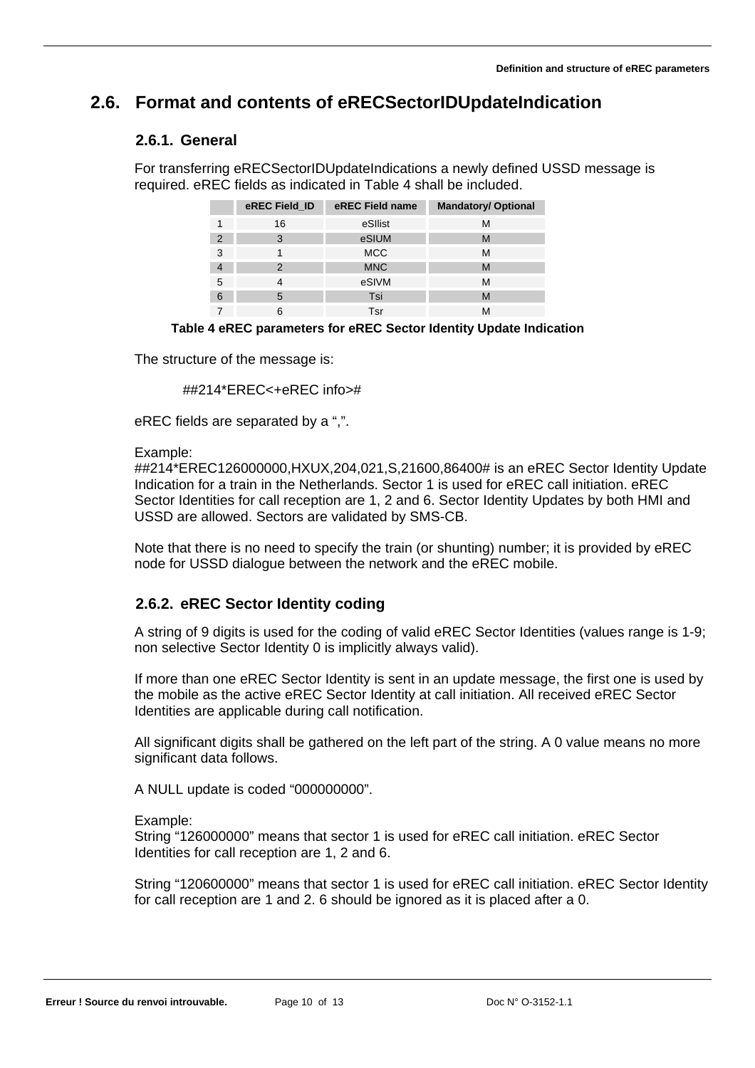## 2.6. Format and contents of eRECSectorIDUpdateIndication

### 2.6.1. General

For transferring eRECSectorIDUpdateIndications a newly defined USSD message is required. eREC fields as indicated in Table 4 shall be included.

| | eREC Field_ID | eREC Field name | Mandatory/ Optional |
|---|---|---|---|
| 1 | 16 | eSIlist | M |
| 2 | 3 | eSIUM | M |
| 3 | 1 | MCC | M |
| 4 | 2 | MNC | M |
| 5 | 4 | eSIVM | M |
| 6 | 5 | Tsi | M |
| 7 | 6 | Tsr | M |

**Table 4 eREC parameters for eREC Sector Identity Update Indication**

The structure of the message is:

##214*EREC<+eREC info>#

eREC fields are separated by a ",".

Example:
##214*EREC126000000,HXUX,204,021,S,21600,86400# is an eREC Sector Identity Update Indication for a train in the Netherlands. Sector 1 is used for eREC call initiation. eREC Sector Identities for call reception are 1, 2 and 6. Sector Identity Updates by both HMI and USSD are allowed. Sectors are validated by SMS-CB.

Note that there is no need to specify the train (or shunting) number; it is provided by eREC node for USSD dialogue between the network and the eREC mobile.

### 2.6.2. eREC Sector Identity coding

A string of 9 digits is used for the coding of valid eREC Sector Identities (values range is 1-9; non selective Sector Identity 0 is implicitly always valid).

If more than one eREC Sector Identity is sent in an update message, the first one is used by the mobile as the active eREC Sector Identity at call initiation. All received eREC Sector Identities are applicable during call notification.

All significant digits shall be gathered on the left part of the string. A 0 value means no more significant data follows.

A NULL update is coded "000000000".

Example:
String "126000000" means that sector 1 is used for eREC call initiation. eREC Sector Identities for call reception are 1, 2 and 6.

String "120600000" means that sector 1 is used for eREC call initiation. eREC Sector Identity for call reception are 1 and 2. 6 should be ignored as it is placed after a 0.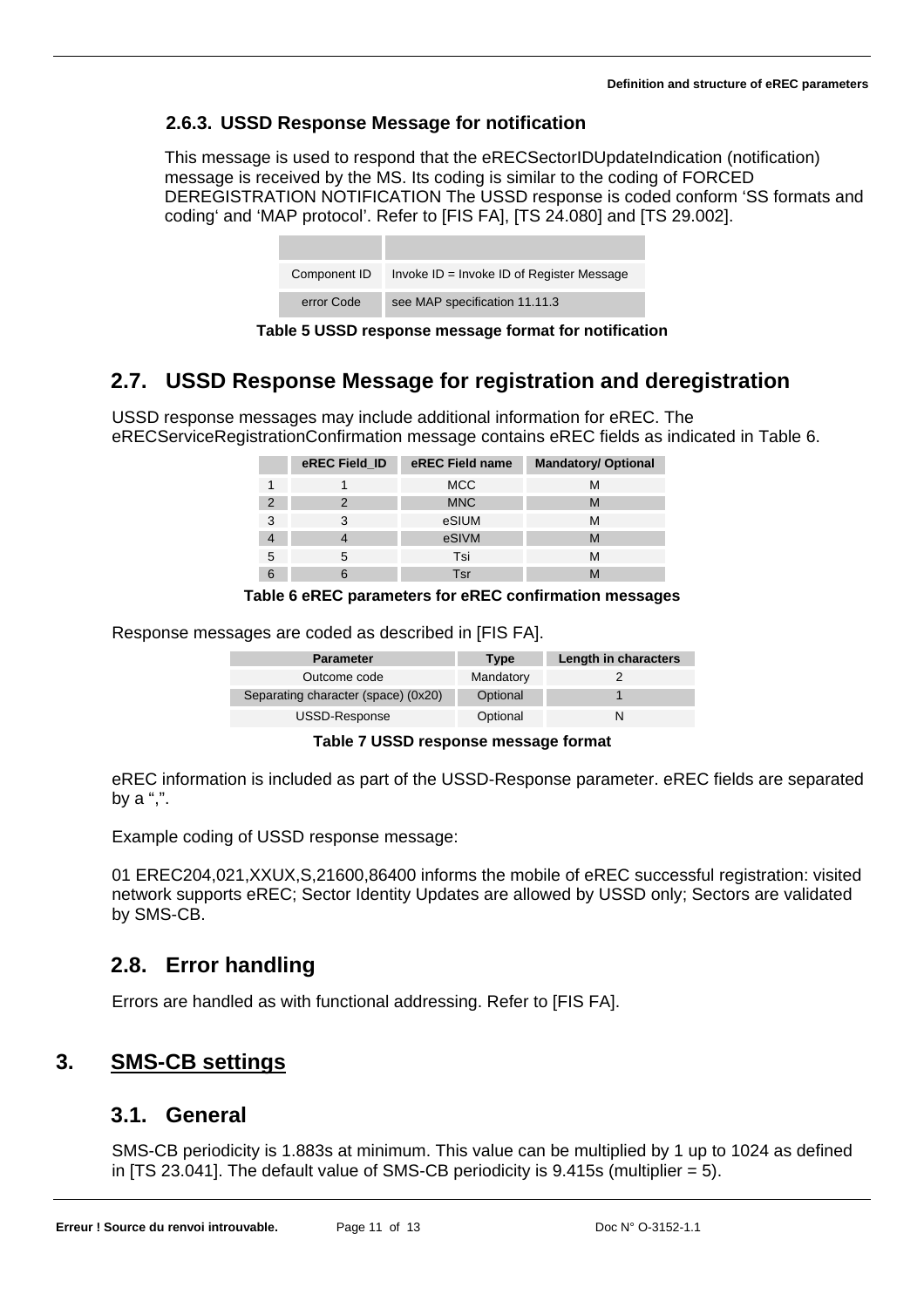### 2.6.3. USSD Response Message for notification

This message is used to respond that the eRECSectorIDUpdateIndication (notification) message is received by the MS. Its coding is similar to the coding of FORCED DEREGISTRATION NOTIFICATION The USSD response is coded conform ‘SS formats and coding‘ and ‘MAP protocol’. Refer to [FIS FA], [TS 24.080] and [TS 29.002].

| | |
|---|---|
| Component ID | Invoke ID = Invoke ID of Register Message |
| error Code | see MAP specification 11.11.3 |

**Table 5 USSD response message format for notification**

## 2.7. USSD Response Message for registration and deregistration

USSD response messages may include additional information for eREC. The eRECServiceRegistrationConfirmation message contains eREC fields as indicated in Table 6.

| | eREC Field_ID | eREC Field name | Mandatory/ Optional |
|---|---|---|---|
| 1 | 1 | MCC | M |
| 2 | 2 | MNC | M |
| 3 | 3 | eSIUM | M |
| 4 | 4 | eSIVM | M |
| 5 | 5 | Tsi | M |
| 6 | 6 | Tsr | M |

**Table 6 eREC parameters for eREC confirmation messages**

Response messages are coded as described in [FIS FA].

| Parameter | Type | Length in characters |
|---|---|---|
| Outcome code | Mandatory | 2 |
| Separating character (space) (0x20) | Optional | 1 |
| USSD-Response | Optional | N |

**Table 7 USSD response message format**

eREC information is included as part of the USSD-Response parameter. eREC fields are separated by a “,”.

Example coding of USSD response message:

01 EREC204,021,XXUX,S,21600,86400 informs the mobile of eREC successful registration: visited network supports eREC; Sector Identity Updates are allowed by USSD only; Sectors are validated by SMS-CB.

## 2.8. Error handling

Errors are handled as with functional addressing. Refer to [FIS FA].

# 3. SMS-CB settings

## 3.1. General

SMS-CB periodicity is 1.883s at minimum. This value can be multiplied by 1 up to 1024 as defined in [TS 23.041]. The default value of SMS-CB periodicity is 9.415s (multiplier = 5).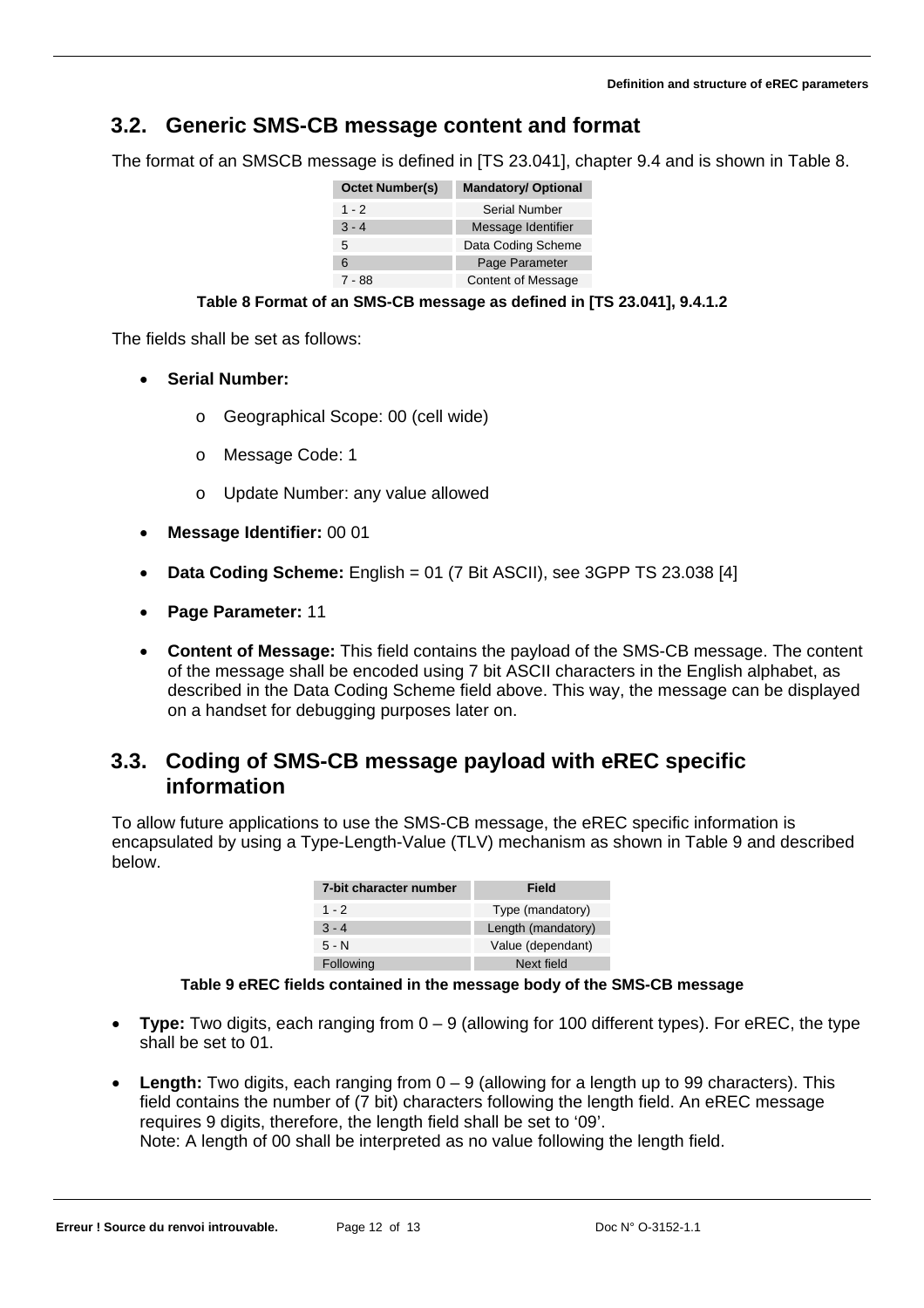## 3.2. Generic SMS-CB message content and format

The format of an SMSCB message is defined in [TS 23.041], chapter 9.4 and is shown in Table 8.

| Octet Number(s) | Mandatory/ Optional |
|---|---|
| 1 - 2 | Serial Number |
| 3 - 4 | Message Identifier |
| 5 | Data Coding Scheme |
| 6 | Page Parameter |
| 7 - 88 | Content of Message |

**Table 8 Format of an SMS-CB message as defined in [TS 23.041], 9.4.1.2**

The fields shall be set as follows:

- **Serial Number:**
    - Geographical Scope: 00 (cell wide)
    - Message Code: 1
    - Update Number: any value allowed
- **Message Identifier:** 00 01
- **Data Coding Scheme:** English = 01 (7 Bit ASCII), see 3GPP TS 23.038 [4]
- **Page Parameter:** 11
- **Content of Message:** This field contains the payload of the SMS-CB message. The content of the message shall be encoded using 7 bit ASCII characters in the English alphabet, as described in the Data Coding Scheme field above. This way, the message can be displayed on a handset for debugging purposes later on.

## 3.3. Coding of SMS-CB message payload with eREC specific information

To allow future applications to use the SMS-CB message, the eREC specific information is encapsulated by using a Type-Length-Value (TLV) mechanism as shown in Table 9 and described below.

| 7-bit character number | Field |
|---|---|
| 1 - 2 | Type (mandatory) |
| 3 - 4 | Length (mandatory) |
| 5 - N | Value (dependant) |
| Following | Next field |

**Table 9 eREC fields contained in the message body of the SMS-CB message**

- **Type:** Two digits, each ranging from 0 – 9 (allowing for 100 different types). For eREC, the type shall be set to 01.
- **Length:** Two digits, each ranging from 0 – 9 (allowing for a length up to 99 characters). This field contains the number of (7 bit) characters following the length field. An eREC message requires 9 digits, therefore, the length field shall be set to '09'.
  Note: A length of 00 shall be interpreted as no value following the length field.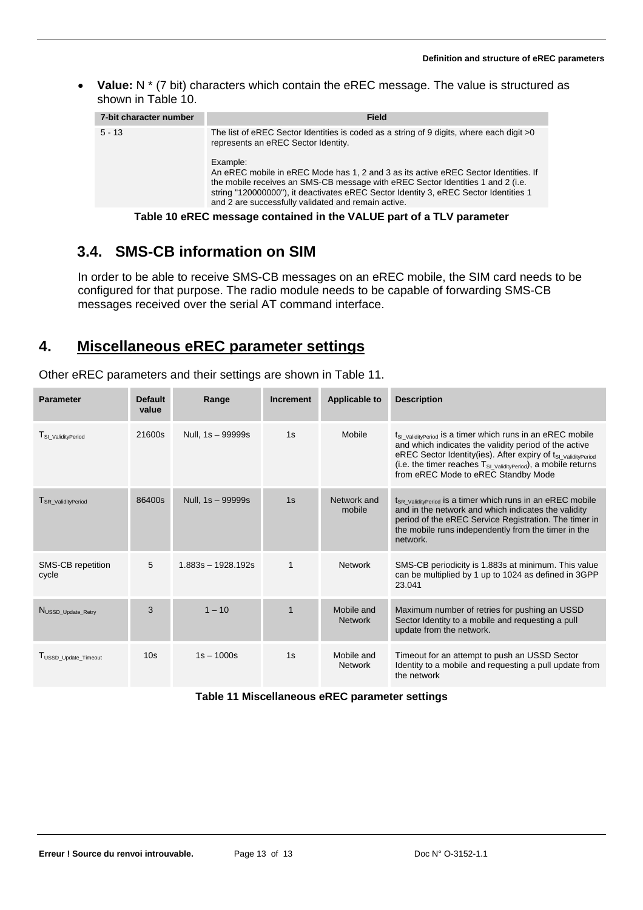- **Value:** N * (7 bit) characters which contain the eREC message. The value is structured as shown in Table 10.

| 7-bit character number | Field |
|---|---|
| 5 - 13 | The list of eREC Sector Identities is coded as a string of 9 digits, where each digit >0 represents an eREC Sector Identity.<br><br>Example:<br>An eREC mobile in eREC Mode has 1, 2 and 3 as its active eREC Sector Identities. If the mobile receives an SMS-CB message with eREC Sector Identities 1 and 2 (i.e. string "120000000"), it deactivates eREC Sector Identity 3, eREC Sector Identities 1 and 2 are successfully validated and remain active. |

**Table 10 eREC message contained in the VALUE part of a TLV parameter**

## 3.4. SMS-CB information on SIM

In order to be able to receive SMS-CB messages on an eREC mobile, the SIM card needs to be configured for that purpose. The radio module needs to be capable of forwarding SMS-CB messages received over the serial AT command interface.

# 4. Miscellaneous eREC parameter settings

Other eREC parameters and their settings are shown in Table 11.

| Parameter | Default value | Range | Increment | Applicable to | Description |
|---|---|---|---|---|---|
| $T_{SI\_ValidityPeriod}$ | 21600s | Null, 1s – 99999s | 1s | Mobile | $t_{SI\_ValidityPeriod}$ is a timer which runs in an eREC mobile and which indicates the validity period of the active eREC Sector Identity(ies). After expiry of $t_{SI\_ValidityPeriod}$ (i.e. the timer reaches $T_{SI\_ValidityPeriod}$), a mobile returns from eREC Mode to eREC Standby Mode |
| $T_{SR\_ValidityPeriod}$ | 86400s | Null, 1s – 99999s | 1s | Network and mobile | $t_{SR\_ValidityPeriod}$ is a timer which runs in an eREC mobile and in the network and which indicates the validity period of the eREC Service Registration. The timer in the mobile runs independently from the timer in the network. |
| SMS-CB repetition cycle | 5 | 1.883s – 1928.192s | 1 | Network | SMS-CB periodicity is 1.883s at minimum. This value can be multiplied by 1 up to 1024 as defined in 3GPP 23.041 |
| $N_{USSD\_Update\_Retry}$ | 3 | 1 – 10 | 1 | Mobile and Network | Maximum number of retries for pushing an USSD Sector Identity to a mobile and requesting a pull update from the network. |
| $T_{USSD\_Update\_Timeout}$ | 10s | 1s – 1000s | 1s | Mobile and Network | Timeout for an attempt to push an USSD Sector Identity to a mobile and requesting a pull update from the network |

**Table 11 Miscellaneous eREC parameter settings**